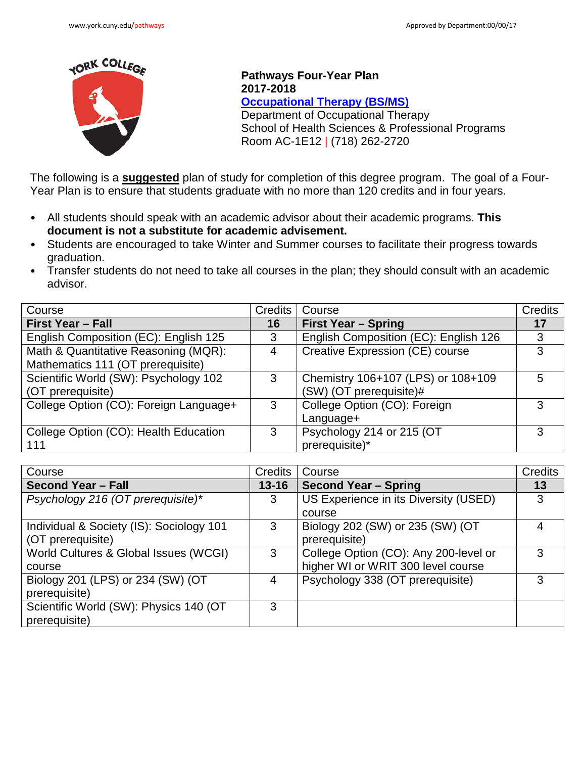**Pathways Four-Year Plan**
**2017-2018**
**[Occupational Therapy (BS/MS)](https://www.york.cuny.edu/pathways)**
Department of Occupational Therapy
School of Health Sciences & Professional Programs
Room AC-1E12 | (718) 262-2720

The following is a **suggested** plan of study for completion of this degree program. The goal of a Four-Year Plan is to ensure that students graduate with no more than 120 credits and in four years.

- All students should speak with an academic advisor about their academic programs. **This document is not a substitute for academic advisement.**
- Students are encouraged to take Winter and Summer courses to facilitate their progress towards graduation.
- Transfer students do not need to take all courses in the plan; they should consult with an academic advisor.

| Course | Credits | Course | Credits |
|---|---|---|---|
| **First Year – Fall** | **16** | **First Year – Spring** | **17** |
| English Composition (EC): English 125 | 3 | English Composition (EC): English 126 | 3 |
| Math & Quantitative Reasoning (MQR): Mathematics 111 (OT prerequisite) | 4 | Creative Expression (CE) course | 3 |
| Scientific World (SW): Psychology 102 (OT prerequisite) | 3 | Chemistry 106+107 (LPS) or 108+109 (SW) (OT prerequisite)# | 5 |
| College Option (CO): Foreign Language+ | 3 | College Option (CO): Foreign Language+ | 3 |
| College Option (CO): Health Education 111 | 3 | Psychology 214 or 215 (OT prerequisite)* | 3 |

| Course | Credits | Course | Credits |
|---|---|---|---|
| **Second Year – Fall** | **13-16** | **Second Year – Spring** | **13** |
| *Psychology 216 (OT prerequisite)** | 3 | US Experience in its Diversity (USED) course | 3 |
| Individual & Society (IS): Sociology 101 (OT prerequisite) | 3 | Biology 202 (SW) or 235 (SW) (OT prerequisite) | 4 |
| World Cultures & Global Issues (WCGI) course | 3 | College Option (CO): Any 200-level or higher WI or WRIT 300 level course | 3 |
| Biology 201 (LPS) or 234 (SW) (OT prerequisite) | 4 | Psychology 338 (OT prerequisite) | 3 |
| Scientific World (SW): Physics 140 (OT prerequisite) | 3 | | |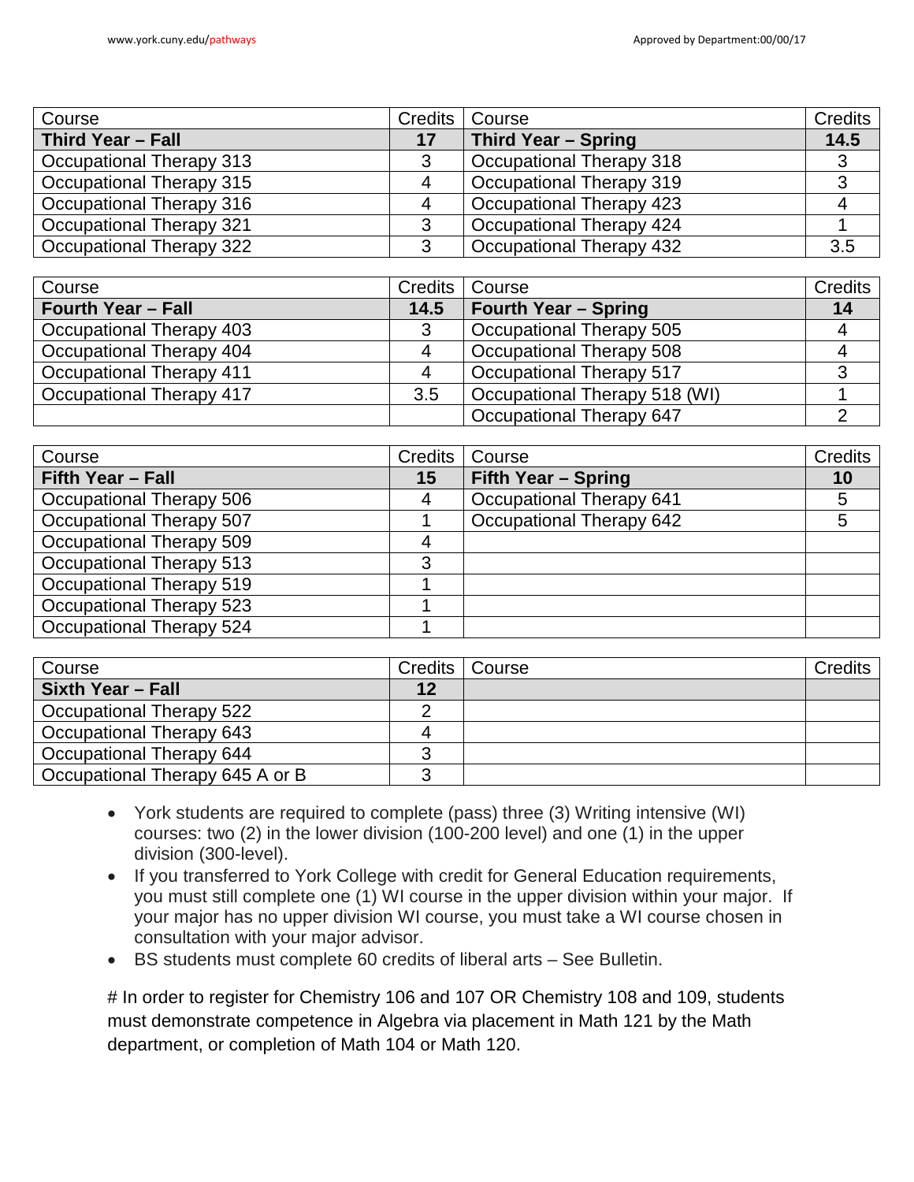| Course | Credits | Course | Credits |
|---|---|---|---|
| **Third Year – Fall** | **17** | **Third Year – Spring** | **14.5** |
| Occupational Therapy 313 | 3 | Occupational Therapy 318 | 3 |
| Occupational Therapy 315 | 4 | Occupational Therapy 319 | 3 |
| Occupational Therapy 316 | 4 | Occupational Therapy 423 | 4 |
| Occupational Therapy 321 | 3 | Occupational Therapy 424 | 1 |
| Occupational Therapy 322 | 3 | Occupational Therapy 432 | 3.5 |

| Course | Credits | Course | Credits |
|---|---|---|---|
| **Fourth Year – Fall** | **14.5** | **Fourth Year – Spring** | **14** |
| Occupational Therapy 403 | 3 | Occupational Therapy 505 | 4 |
| Occupational Therapy 404 | 4 | Occupational Therapy 508 | 4 |
| Occupational Therapy 411 | 4 | Occupational Therapy 517 | 3 |
| Occupational Therapy 417 | 3.5 | Occupational Therapy 518 (WI) | 1 |
| | | Occupational Therapy 647 | 2 |

| Course | Credits | Course | Credits |
|---|---|---|---|
| **Fifth Year – Fall** | **15** | **Fifth Year – Spring** | **10** |
| Occupational Therapy 506 | 4 | Occupational Therapy 641 | 5 |
| Occupational Therapy 507 | 1 | Occupational Therapy 642 | 5 |
| Occupational Therapy 509 | 4 | | |
| Occupational Therapy 513 | 3 | | |
| Occupational Therapy 519 | 1 | | |
| Occupational Therapy 523 | 1 | | |
| Occupational Therapy 524 | 1 | | |

| Course | Credits | Course | Credits |
|---|---|---|---|
| **Sixth Year – Fall** | **12** | | |
| Occupational Therapy 522 | 2 | | |
| Occupational Therapy 643 | 4 | | |
| Occupational Therapy 644 | 3 | | |
| Occupational Therapy 645 A or B | 3 | | |

- York students are required to complete (pass) three (3) Writing intensive (WI) courses: two (2) in the lower division (100-200 level) and one (1) in the upper division (300-level).
- If you transferred to York College with credit for General Education requirements, you must still complete one (1) WI course in the upper division within your major. If your major has no upper division WI course, you must take a WI course chosen in consultation with your major advisor.
- BS students must complete 60 credits of liberal arts – See Bulletin.

# In order to register for Chemistry 106 and 107 OR Chemistry 108 and 109, students must demonstrate competence in Algebra via placement in Math 121 by the Math department, or completion of Math 104 or Math 120.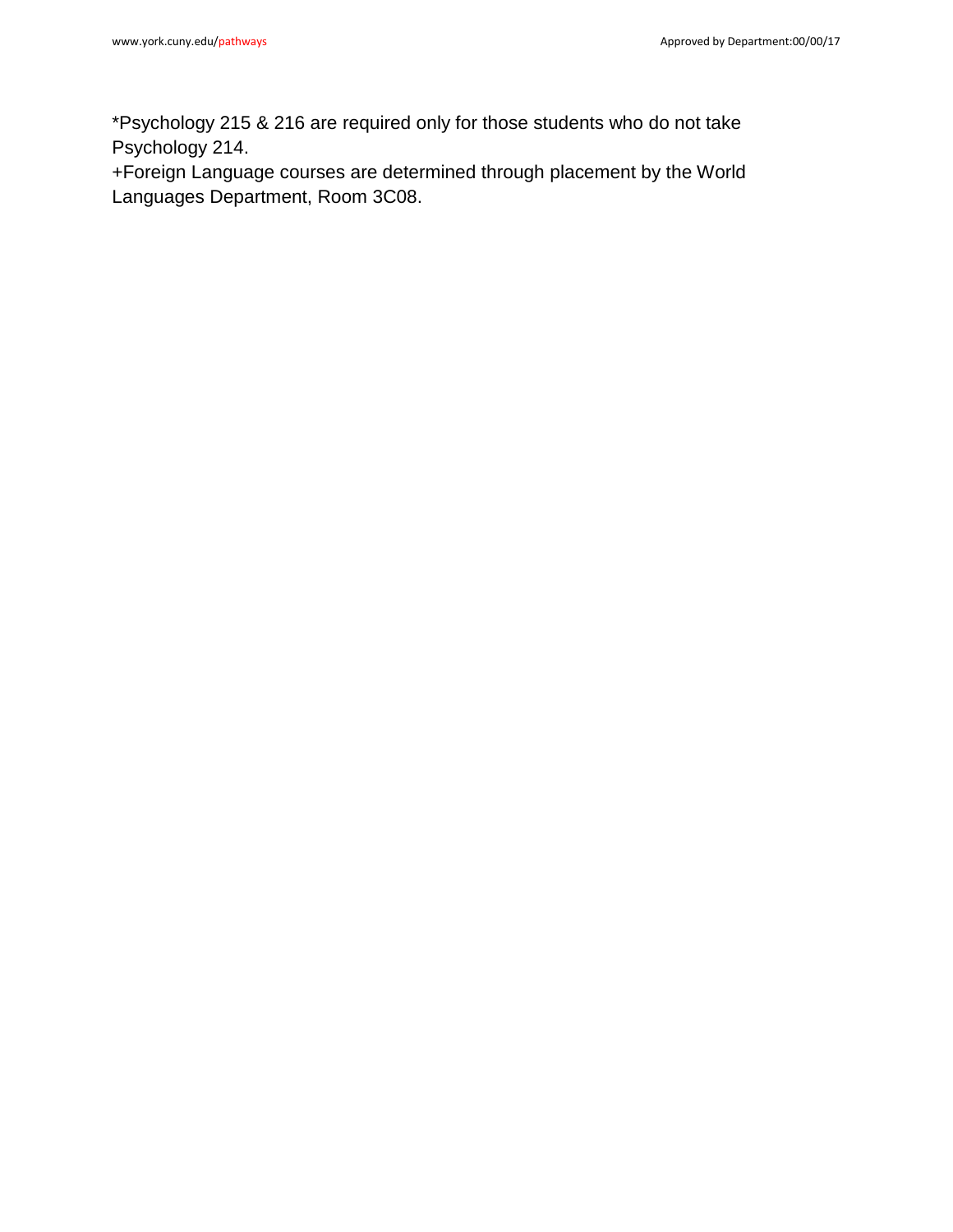*Psychology 215 & 216 are required only for those students who do not take Psychology 214.

+Foreign Language courses are determined through placement by the World Languages Department, Room 3C08.